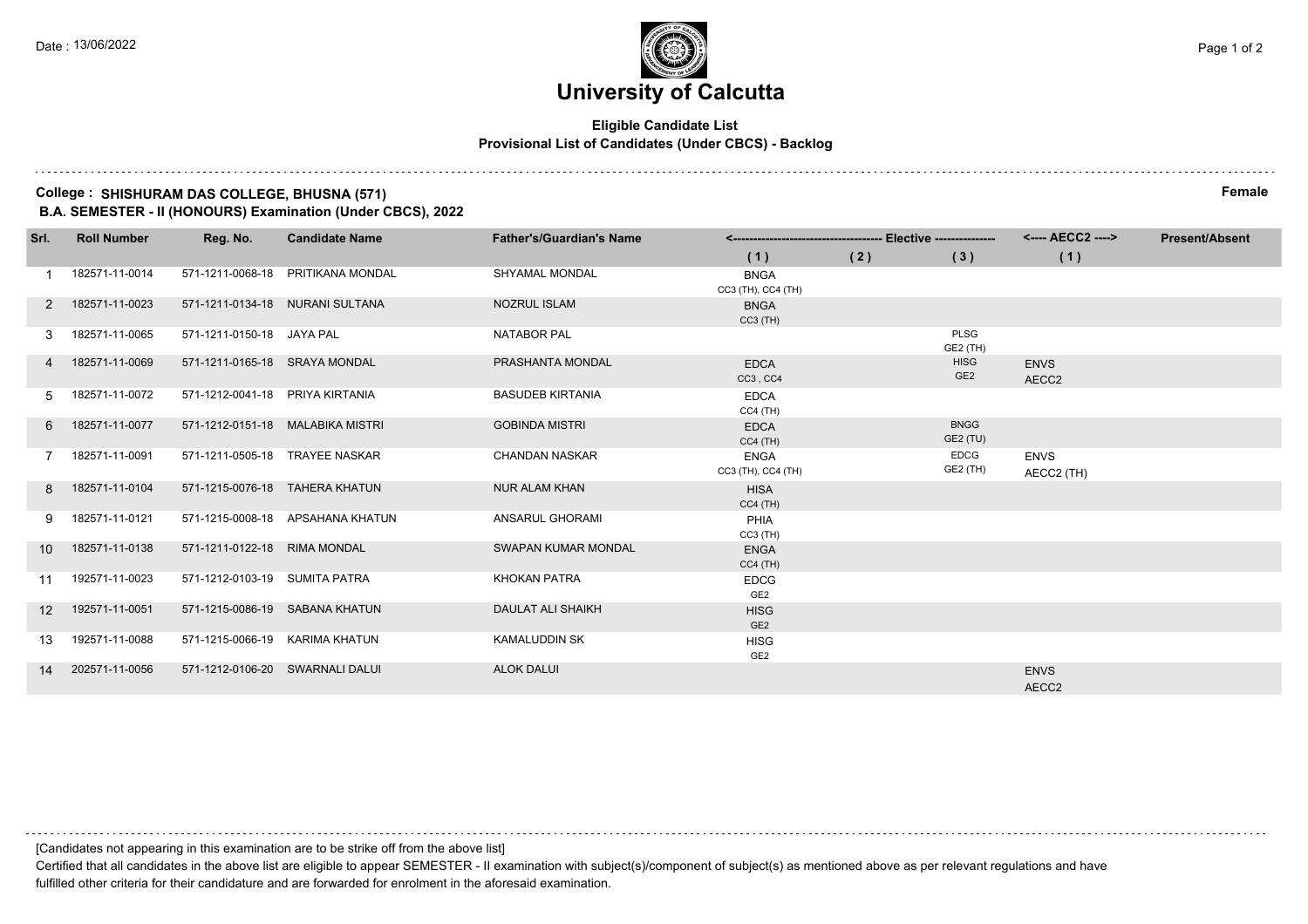# University of Calcutta

**Eligible Candidate List**

**Provisional List of Candidates (Under CBCS) - Backlog**

**College : SHISHURAM DAS COLLEGE, BHUSNA (571)** **Female**

**B.A. SEMESTER - II (HONOURS) Examination (Under CBCS), 2022**

| Srl. | Roll Number | Reg. No. | Candidate Name | Father's/Guardian's Name | Elective (1) | Elective (2) | Elective (3) | AECC2 (1) | Present/Absent |
|---|---|---|---|---|---|---|---|---|---|
| 1 | 182571-11-0014 | 571-1211-0068-18 | PRITIKANA MONDAL | SHYAMAL MONDAL | BNGA CC3 (TH), CC4 (TH) | | | | |
| 2 | 182571-11-0023 | 571-1211-0134-18 | NURANI SULTANA | NOZRUL ISLAM | BNGA CC3 (TH) | | | | |
| 3 | 182571-11-0065 | 571-1211-0150-18 | JAYA PAL | NATABOR PAL | | | PLSG GE2 (TH) | | |
| 4 | 182571-11-0069 | 571-1211-0165-18 | SRAYA MONDAL | PRASHANTA MONDAL | EDCA CC3 , CC4 | | HISG GE2 | ENVS AECC2 | |
| 5 | 182571-11-0072 | 571-1212-0041-18 | PRIYA KIRTANIA | BASUDEB KIRTANIA | EDCA CC4 (TH) | | | | |
| 6 | 182571-11-0077 | 571-1212-0151-18 | MALABIKA MISTRI | GOBINDA MISTRI | EDCA CC4 (TH) | | BNGG GE2 (TU) | | |
| 7 | 182571-11-0091 | 571-1211-0505-18 | TRAYEE NASKAR | CHANDAN NASKAR | ENGA CC3 (TH), CC4 (TH) | | EDCG GE2 (TH) | ENVS AECC2 (TH) | |
| 8 | 182571-11-0104 | 571-1215-0076-18 | TAHERA KHATUN | NUR ALAM KHAN | HISA CC4 (TH) | | | | |
| 9 | 182571-11-0121 | 571-1215-0008-18 | APSAHANA KHATUN | ANSARUL GHORAMI | PHIA CC3 (TH) | | | | |
| 10 | 182571-11-0138 | 571-1211-0122-18 | RIMA MONDAL | SWAPAN KUMAR MONDAL | ENGA CC4 (TH) | | | | |
| 11 | 192571-11-0023 | 571-1212-0103-19 | SUMITA PATRA | KHOKAN PATRA | EDCG GE2 | | | | |
| 12 | 192571-11-0051 | 571-1215-0086-19 | SABANA KHATUN | DAULAT ALI SHAIKH | HISG GE2 | | | | |
| 13 | 192571-11-0088 | 571-1215-0066-19 | KARIMA KHATUN | KAMALUDDIN SK | HISG GE2 | | | | |
| 14 | 202571-11-0056 | 571-1212-0106-20 | SWARNALI DALUI | ALOK DALUI | | | | ENVS AECC2 | |

[Candidates not appearing in this examination are to be strike off from the above list]

Certified that all candidates in the above list are eligible to appear SEMESTER - II examination with subject(s)/component of subject(s) as mentioned above as per relevant regulations and have fulfilled other criteria for their candidature and are forwarded for enrolment in the aforesaid examination.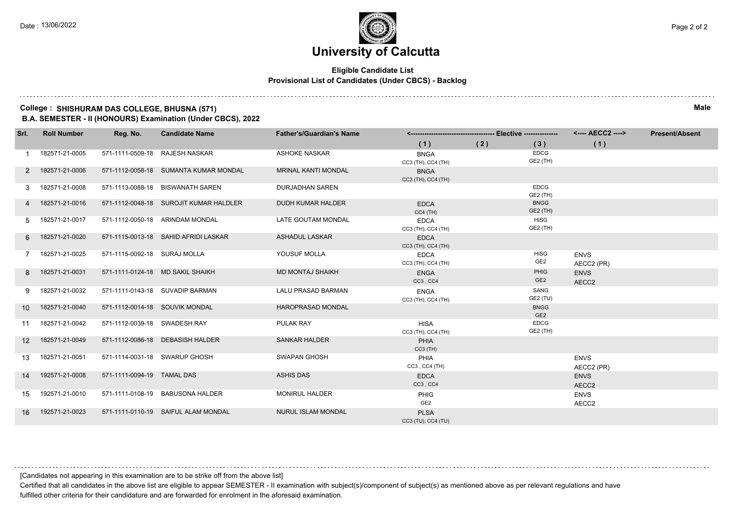# University of Calcutta

**Eligible Candidate List**
**Provisional List of Candidates (Under CBCS) - Backlog**

**College : SHISHURAM DAS COLLEGE, BHUSNA (571)** **Male**
**B.A. SEMESTER - II (HONOURS) Examination (Under CBCS), 2022**

| Srl. | Roll Number | Reg. No. | Candidate Name | Father's/Guardian's Name | Elective | | | AECC2 | Present/Absent |
|---|---|---|---|---|---|---|---|---|---|
| | | | | | (1) | (2) | (3) | (1) | |
| 1 | 182571-21-0005 | 571-1111-0509-18 | RAJESH NASKAR | ASHOKE NASKAR | BNGA CC3 (TH), CC4 (TH) | | EDCG GE2 (TH) | | |
| 2 | 182571-21-0006 | 571-1112-0058-18 | SUMANTA KUMAR MONDAL | MRINAL KANTI MONDAL | BNGA CC3 (TH), CC4 (TH) | | | | |
| 3 | 182571-21-0008 | 571-1113-0088-18 | BISWANATH SAREN | DURJADHAN SAREN | | | EDCG GE2 (TH) | | |
| 4 | 182571-21-0016 | 571-1112-0048-18 | SUROJIT KUMAR HALDLER | DUDH KUMAR HALDER | EDCA CC4 (TH) | | BNGG GE2 (TH) | | |
| 5 | 182571-21-0017 | 571-1112-0050-18 | ARINDAM MONDAL | LATE GOUTAM MONDAL | EDCA CC3 (TH), CC4 (TH) | | HISG GE2 (TH) | | |
| 6 | 182571-21-0020 | 571-1115-0013-18 | SAHID AFRIDI LASKAR | ASHADUL LASKAR | EDCA CC3 (TH), CC4 (TH) | | | | |
| 7 | 182571-21-0025 | 571-1115-0092-18 | SURAJ MOLLA | YOUSUF MOLLA | EDCA CC3 (TH), CC4 (TH) | | HISG GE2 | ENVS AECC2 (PR) | |
| 8 | 182571-21-0031 | 571-1111-0124-18 | MD SAKIL SHAIKH | MD MONTAJ SHAIKH | ENGA CC3 , CC4 | | PHIG GE2 | ENVS AECC2 | |
| 9 | 182571-21-0032 | 571-1111-0143-18 | SUVADIP BARMAN | LALU PRASAD BARMAN | ENGA CC3 (TH), CC4 (TH) | | SANG GE2 (TU) | | |
| 10 | 182571-21-0040 | 571-1112-0014-18 | SOUVIK MONDAL | HAROPRASAD MONDAL | | | BNGG GE2 | | |
| 11 | 182571-21-0042 | 571-1112-0039-18 | SWADESH RAY | PULAK RAY | HISA CC3 (TH), CC4 (TH) | | EDCG GE2 (TH) | | |
| 12 | 182571-21-0049 | 571-1112-0086-18 | DEBASISH HALDER | SANKAR HALDER | PHIA CC3 (TH) | | | | |
| 13 | 182571-21-0051 | 571-1114-0031-18 | SWARUP GHOSH | SWAPAN GHOSH | PHIA CC3 , CC4 (TH) | | | ENVS AECC2 (PR) | |
| 14 | 192571-21-0008 | 571-1111-0094-19 | TAMAL DAS | ASHIS DAS | EDCA CC3 , CC4 | | | ENVS AECC2 | |
| 15 | 192571-21-0010 | 571-1111-0108-19 | BABUSONA HALDER | MONIRUL HALDER | PHIG GE2 | | | ENVS AECC2 | |
| 16 | 192571-21-0023 | 571-1111-0110-19 | SAIFUL ALAM MONDAL | NURUL ISLAM MONDAL | PLSA CC3 (TU), CC4 (TU) | | | | |

[Candidates not appearing in this examination are to be strike off from the above list]

Certified that all candidates in the above list are eligible to appear SEMESTER - II examination with subject(s)/component of subject(s) as mentioned above as per relevant regulations and have fulfilled other criteria for their candidature and are forwarded for enrolment in the aforesaid examination.